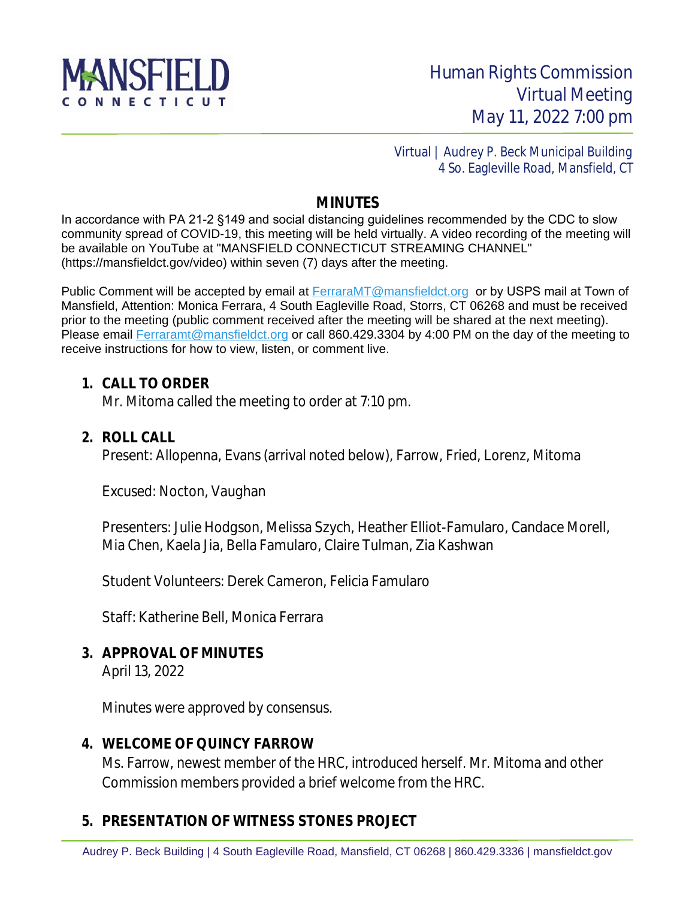MANSFIELD CONNECTICUT

# Human Rights Commission Virtual Meeting May 11, 2022 7:00 pm

Virtual | Audrey P. Beck Municipal Building
4 So. Eagleville Road, Mansfield, CT

## MINUTES

In accordance with PA 21-2 §149 and social distancing guidelines recommended by the CDC to slow community spread of COVID-19, this meeting will be held virtually. A video recording of the meeting will be available on YouTube at "MANSFIELD CONNECTICUT STREAMING CHANNEL" (https://mansfieldct.gov/video) within seven (7) days after the meeting.

Public Comment will be accepted by email at FerraraMT@mansfieldct.org or by USPS mail at Town of Mansfield, Attention: Monica Ferrara, 4 South Eagleville Road, Storrs, CT 06268 and must be received prior to the meeting (public comment received after the meeting will be shared at the next meeting). Please email Ferraramt@mansfieldct.org or call 860.429.3304 by 4:00 PM on the day of the meeting to receive instructions for how to view, listen, or comment live.

1. **CALL TO ORDER**
   Mr. Mitoma called the meeting to order at 7:10 pm.

2. **ROLL CALL**
   Present: Allopenna, Evans (arrival noted below), Farrow, Fried, Lorenz, Mitoma

   Excused: Nocton, Vaughan

   Presenters: Julie Hodgson, Melissa Szych, Heather Elliot-Famularo, Candace Morell, Mia Chen, Kaela Jia, Bella Famularo, Claire Tulman, Zia Kashwan

   Student Volunteers: Derek Cameron, Felicia Famularo

   Staff: Katherine Bell, Monica Ferrara

3. **APPROVAL OF MINUTES**
   April 13, 2022

   Minutes were approved by consensus.

4. **WELCOME OF QUINCY FARROW**
   Ms. Farrow, newest member of the HRC, introduced herself. Mr. Mitoma and other Commission members provided a brief welcome from the HRC.

5. **PRESENTATION OF WITNESS STONES PROJECT**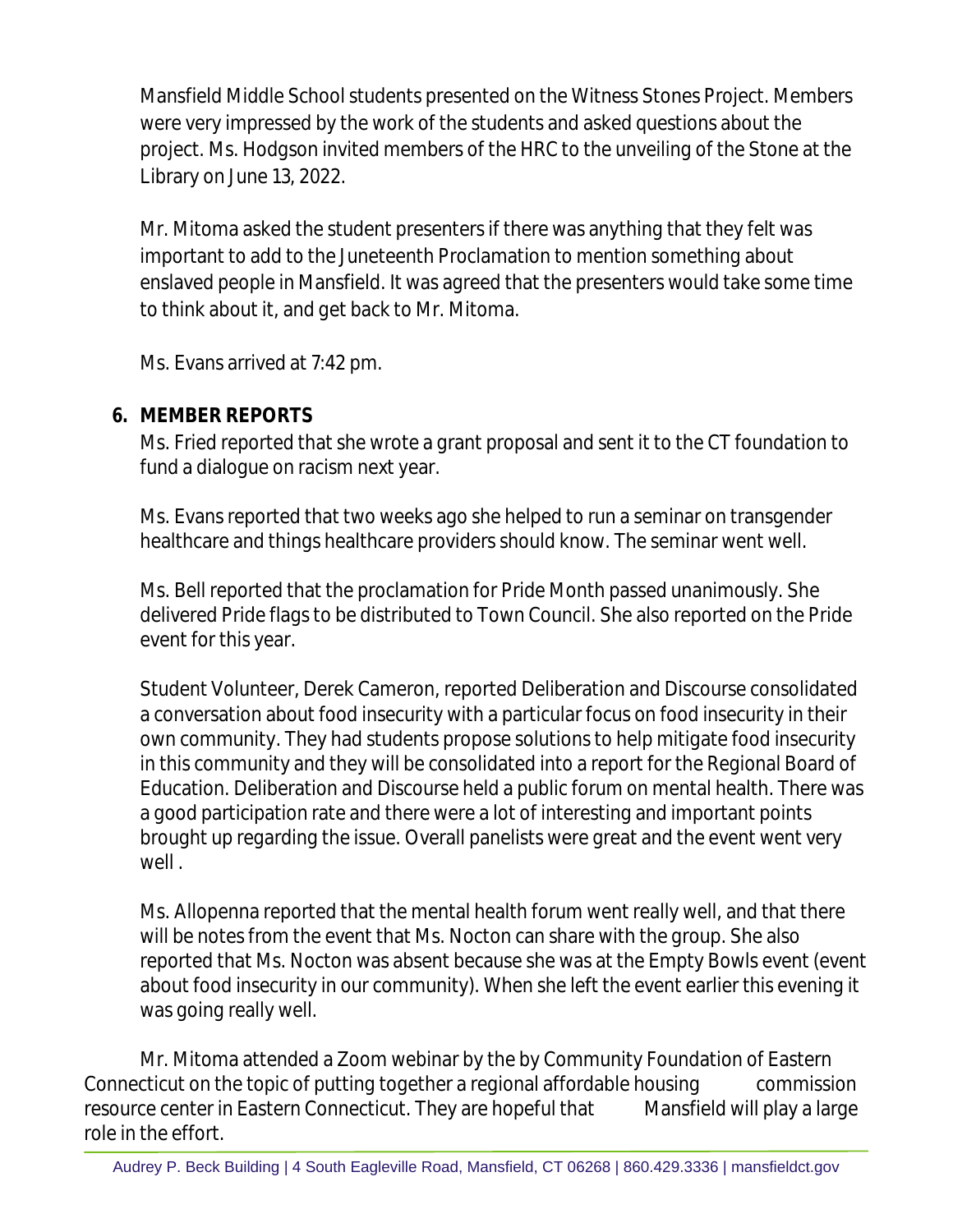Mansfield Middle School students presented on the Witness Stones Project. Members were very impressed by the work of the students and asked questions about the project. Ms. Hodgson invited members of the HRC to the unveiling of the Stone at the Library on June 13, 2022.

Mr. Mitoma asked the student presenters if there was anything that they felt was important to add to the Juneteenth Proclamation to mention something about enslaved people in Mansfield. It was agreed that the presenters would take some time to think about it, and get back to Mr. Mitoma.

Ms. Evans arrived at 7:42 pm.

**6. MEMBER REPORTS**

Ms. Fried reported that she wrote a grant proposal and sent it to the CT foundation to fund a dialogue on racism next year.

Ms. Evans reported that two weeks ago she helped to run a seminar on transgender healthcare and things healthcare providers should know. The seminar went well.

Ms. Bell reported that the proclamation for Pride Month passed unanimously. She delivered Pride flags to be distributed to Town Council. She also reported on the Pride event for this year.

Student Volunteer, Derek Cameron, reported Deliberation and Discourse consolidated a conversation about food insecurity with a particular focus on food insecurity in their own community. They had students propose solutions to help mitigate food insecurity in this community and they will be consolidated into a report for the Regional Board of Education. Deliberation and Discourse held a public forum on mental health. There was a good participation rate and there were a lot of interesting and important points brought up regarding the issue. Overall panelists were great and the event went very well .

Ms. Allopenna reported that the mental health forum went really well, and that there will be notes from the event that Ms. Nocton can share with the group. She also reported that Ms. Nocton was absent because she was at the Empty Bowls event (event about food insecurity in our community). When she left the event earlier this evening it was going really well.

Mr. Mitoma attended a Zoom webinar by the by Community Foundation of Eastern Connecticut on the topic of putting together a regional affordable housing commission resource center in Eastern Connecticut. They are hopeful that Mansfield will play a large role in the effort.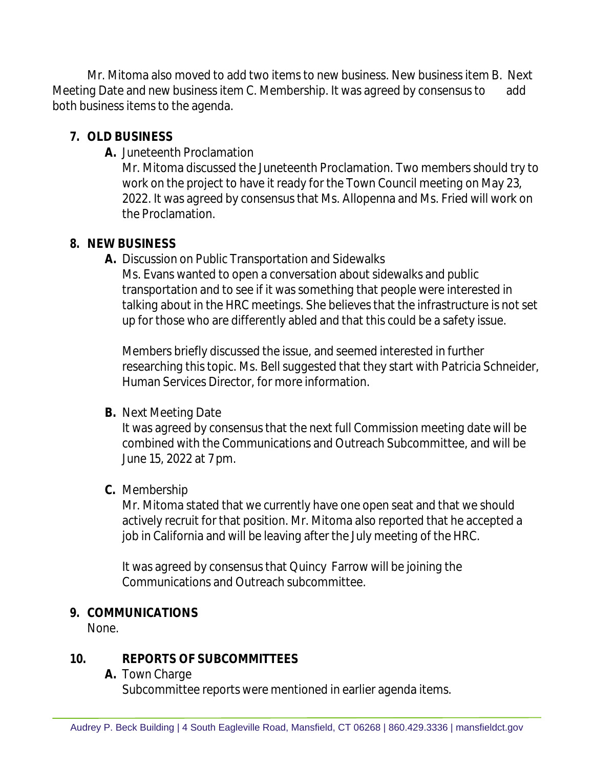Mr. Mitoma also moved to add two items to new business. New business item B. Next Meeting Date and new business item C. Membership. It was agreed by consensus to add both business items to the agenda.

7. **OLD BUSINESS**

   **A.** Juneteenth Proclamation

   Mr. Mitoma discussed the Juneteenth Proclamation. Two members should try to work on the project to have it ready for the Town Council meeting on May 23, 2022. It was agreed by consensus that Ms. Allopenna and Ms. Fried will work on the Proclamation.

8. **NEW BUSINESS**

   **A.** Discussion on Public Transportation and Sidewalks

   Ms. Evans wanted to open a conversation about sidewalks and public transportation and to see if it was something that people were interested in talking about in the HRC meetings. She believes that the infrastructure is not set up for those who are differently abled and that this could be a safety issue.

   Members briefly discussed the issue, and seemed interested in further researching this topic. Ms. Bell suggested that they start with Patricia Schneider, Human Services Director, for more information.

   **B.** Next Meeting Date

   It was agreed by consensus that the next full Commission meeting date will be combined with the Communications and Outreach Subcommittee, and will be June 15, 2022 at 7pm.

   **C.** Membership

   Mr. Mitoma stated that we currently have one open seat and that we should actively recruit for that position. Mr. Mitoma also reported that he accepted a job in California and will be leaving after the July meeting of the HRC.

   It was agreed by consensus that Quincy Farrow will be joining the Communications and Outreach subcommittee.

9. **COMMUNICATIONS**

   None.

10. **REPORTS OF SUBCOMMITTEES**

    **A.** Town Charge

    Subcommittee reports were mentioned in earlier agenda items.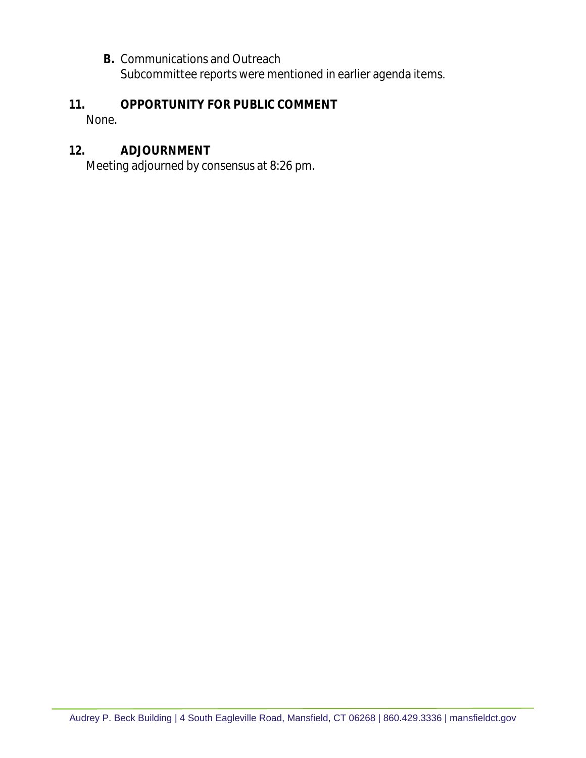**B.** Communications and Outreach
Subcommittee reports were mentioned in earlier agenda items.

**11. OPPORTUNITY FOR PUBLIC COMMENT**

None.

**12. ADJOURNMENT**

Meeting adjourned by consensus at 8:26 pm.